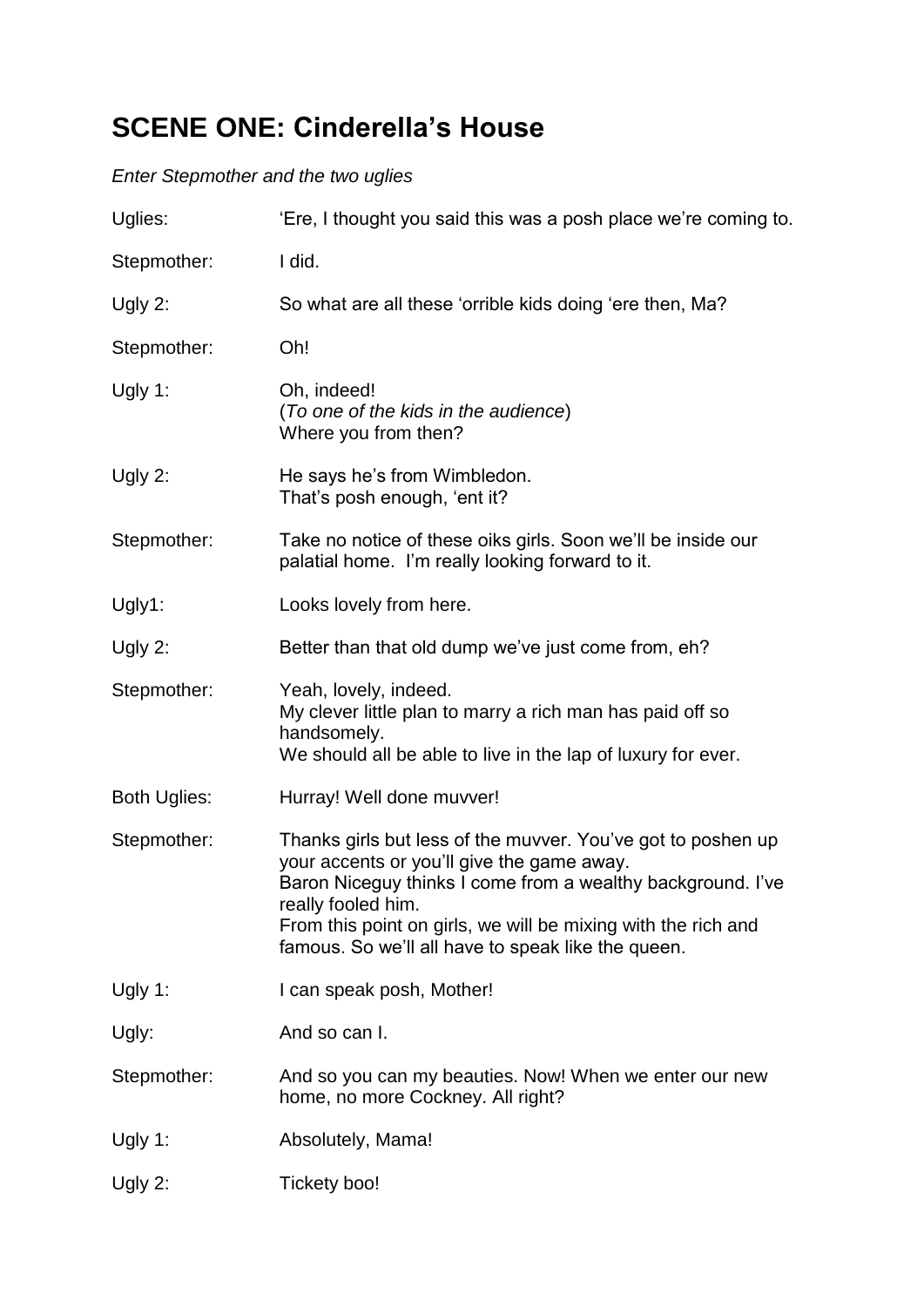# SCENE ONE: Cinderella's House

*Enter Stepmother and the two uglies*

| | |
|---|---|
| Uglies: | 'Ere, I thought you said this was a posh place we're coming to. |
| Stepmother: | I did. |
| Ugly 2: | So what are all these 'orrible kids doing 'ere then, Ma? |
| Stepmother: | Oh! |
| Ugly 1: | Oh, indeed!<br>(*To one of the kids in the audience*)<br>Where you from then? |
| Ugly 2: | He says he's from Wimbledon.<br>That's posh enough, 'ent it? |
| Stepmother: | Take no notice of these oiks girls. Soon we'll be inside our palatial home. I'm really looking forward to it. |
| Ugly1: | Looks lovely from here. |
| Ugly 2: | Better than that old dump we've just come from, eh? |
| Stepmother: | Yeah, lovely, indeed.<br>My clever little plan to marry a rich man has paid off so handsomely.<br>We should all be able to live in the lap of luxury for ever. |
| Both Uglies: | Hurray! Well done muvver! |
| Stepmother: | Thanks girls but less of the muvver. You've got to poshen up your accents or you'll give the game away.<br>Baron Niceguy thinks I come from a wealthy background. I've really fooled him.<br>From this point on girls, we will be mixing with the rich and famous. So we'll all have to speak like the queen. |
| Ugly 1: | I can speak posh, Mother! |
| Ugly: | And so can I. |
| Stepmother: | And so you can my beauties. Now! When we enter our new home, no more Cockney. All right? |
| Ugly 1: | Absolutely, Mama! |
| Ugly 2: | Tickety boo! |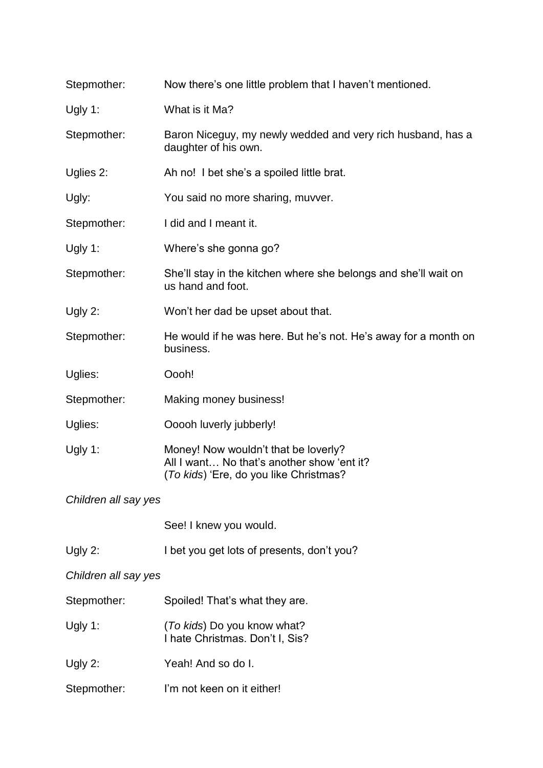Stepmother: Now there's one little problem that I haven't mentioned.

Ugly 1: What is it Ma?

Stepmother: Baron Niceguy, my newly wedded and very rich husband, has a daughter of his own.

Uglies 2: Ah no! I bet she's a spoiled little brat.

Ugly: You said no more sharing, muvver.

Stepmother: I did and I meant it.

Ugly 1: Where's she gonna go?

Stepmother: She'll stay in the kitchen where she belongs and she'll wait on us hand and foot.

Ugly 2: Won't her dad be upset about that.

Stepmother: He would if he was here. But he's not. He's away for a month on business.

Uglies: Oooh!

Stepmother: Making money business!

Uglies: Ooooh luverly jubberly!

Ugly 1: Money! Now wouldn't that be loverly?
All I want… No that's another show 'ent it?
(*To kids*) 'Ere, do you like Christmas?

*Children all say yes*

See! I knew you would.

Ugly 2: I bet you get lots of presents, don't you?

*Children all say yes*

Stepmother: Spoiled! That's what they are.

Ugly 1: (*To kids*) Do you know what?
I hate Christmas. Don't I, Sis?

Ugly 2: Yeah! And so do I.

Stepmother: I'm not keen on it either!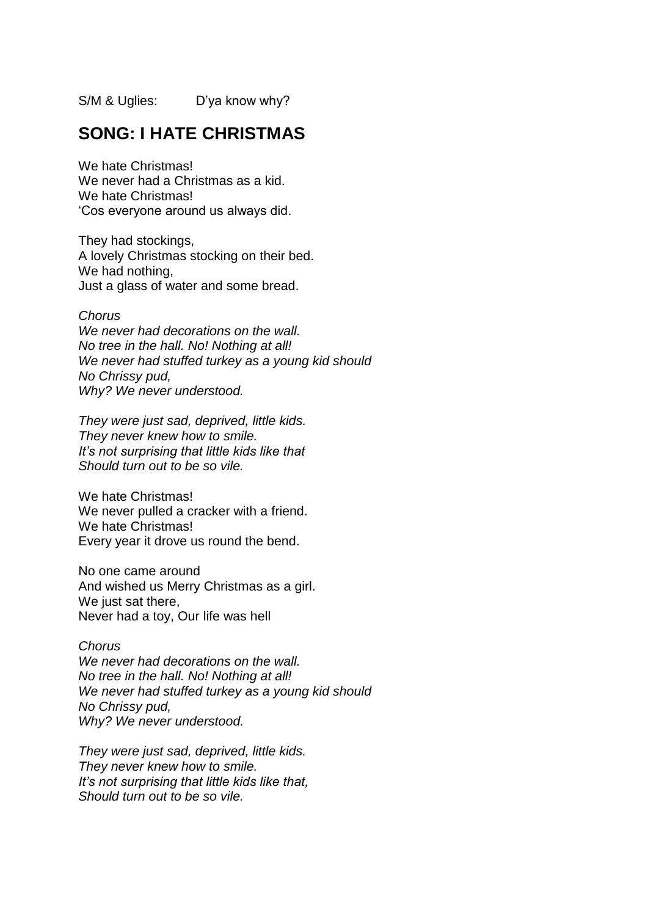S/M & Uglies: D'ya know why?

## SONG: I HATE CHRISTMAS

We hate Christmas!
We never had a Christmas as a kid.
We hate Christmas!
'Cos everyone around us always did.

They had stockings,
A lovely Christmas stocking on their bed.
We had nothing,
Just a glass of water and some bread.

*Chorus*
*We never had decorations on the wall.*
*No tree in the hall. No! Nothing at all!*
*We never had stuffed turkey as a young kid should*
*No Chrissy pud,*
*Why? We never understood.*

*They were just sad, deprived, little kids.*
*They never knew how to smile.*
*It's not surprising that little kids like that*
*Should turn out to be so vile.*

We hate Christmas!
We never pulled a cracker with a friend.
We hate Christmas!
Every year it drove us round the bend.

No one came around
And wished us Merry Christmas as a girl.
We just sat there,
Never had a toy, Our life was hell

*Chorus*
*We never had decorations on the wall.*
*No tree in the hall. No! Nothing at all!*
*We never had stuffed turkey as a young kid should*
*No Chrissy pud,*
*Why? We never understood.*

*They were just sad, deprived, little kids.*
*They never knew how to smile.*
*It's not surprising that little kids like that,*
*Should turn out to be so vile.*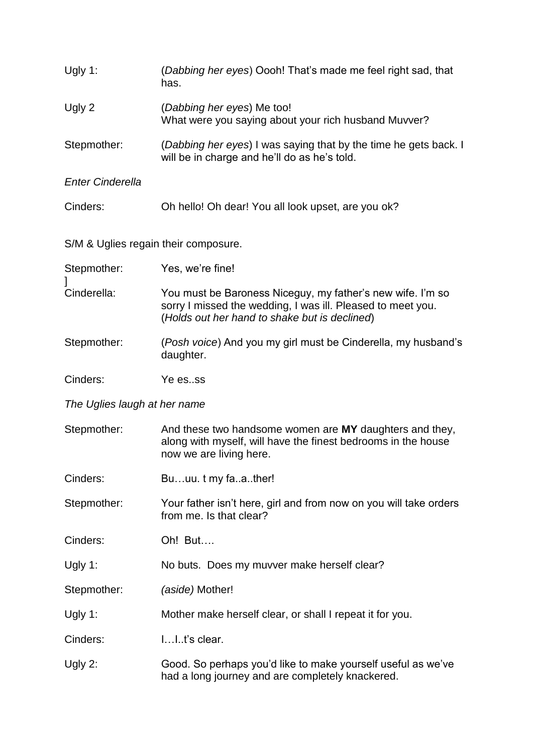Ugly 1: (*Dabbing her eyes*) Oooh! That's made me feel right sad, that has.

Ugly 2 (*Dabbing her eyes*) Me too!
What were you saying about your rich husband Muvver?

Stepmother: (*Dabbing her eyes*) I was saying that by the time he gets back. I will be in charge and he'll do as he's told.

*Enter Cinderella*

Cinders: Oh hello! Oh dear! You all look upset, are you ok?

S/M & Uglies regain their composure.

Stepmother: Yes, we're fine!
]
Cinderella: You must be Baroness Niceguy, my father's new wife. I'm so sorry I missed the wedding, I was ill. Pleased to meet you. (*Holds out her hand to shake but is declined*)

Stepmother: (*Posh voice*) And you my girl must be Cinderella, my husband's daughter.

Cinders: Ye es..ss

*The Uglies laugh at her name*

Stepmother: And these two handsome women are **MY** daughters and they, along with myself, will have the finest bedrooms in the house now we are living here.

Cinders: Bu…uu. t my fa..a..ther!

Stepmother: Your father isn't here, girl and from now on you will take orders from me. Is that clear?

Cinders: Oh! But….

Ugly 1: No buts. Does my muvver make herself clear?

Stepmother: *(aside)* Mother!

Ugly 1: Mother make herself clear, or shall I repeat it for you.

Cinders: I…I..t's clear.

Ugly 2: Good. So perhaps you'd like to make yourself useful as we've had a long journey and are completely knackered.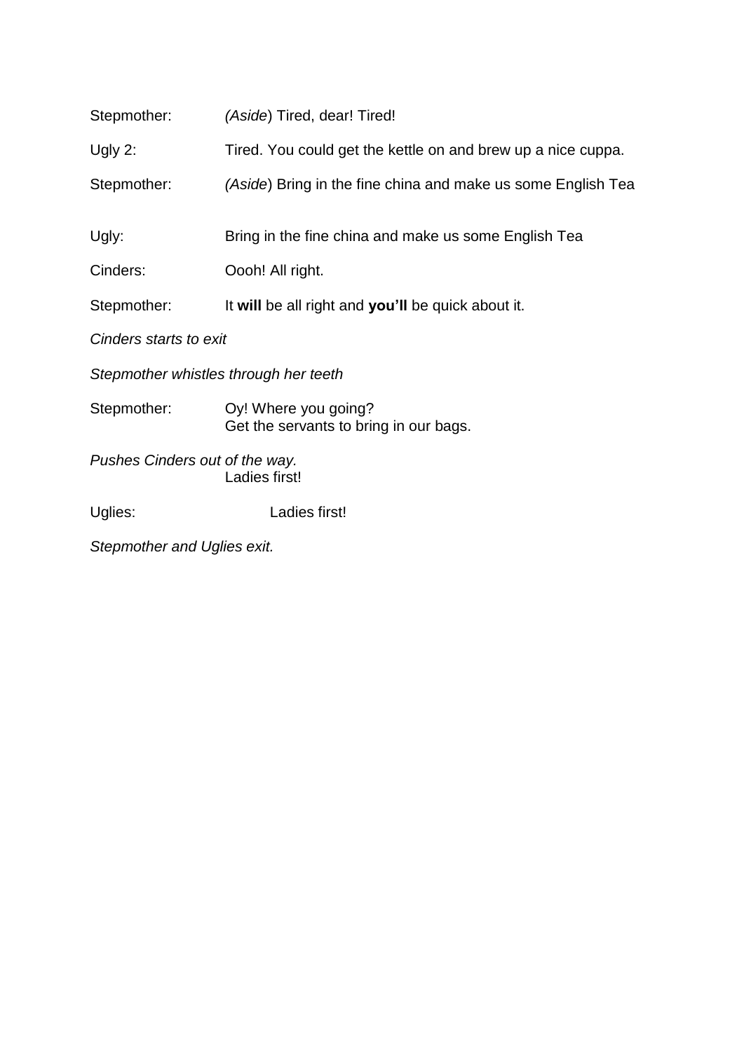Stepmother: *(Aside)* Tired, dear! Tired!

Ugly 2: Tired. You could get the kettle on and brew up a nice cuppa.

Stepmother: *(Aside)* Bring in the fine china and make us some English Tea

Ugly: Bring in the fine china and make us some English Tea

Cinders: Oooh! All right.

Stepmother: It **will** be all right and **you'll** be quick about it.

*Cinders starts to exit*

*Stepmother whistles through her teeth*

Stepmother: Oy! Where you going?
Get the servants to bring in our bags.

*Pushes Cinders out of the way.*
Ladies first!

Uglies: Ladies first!

*Stepmother and Uglies exit.*